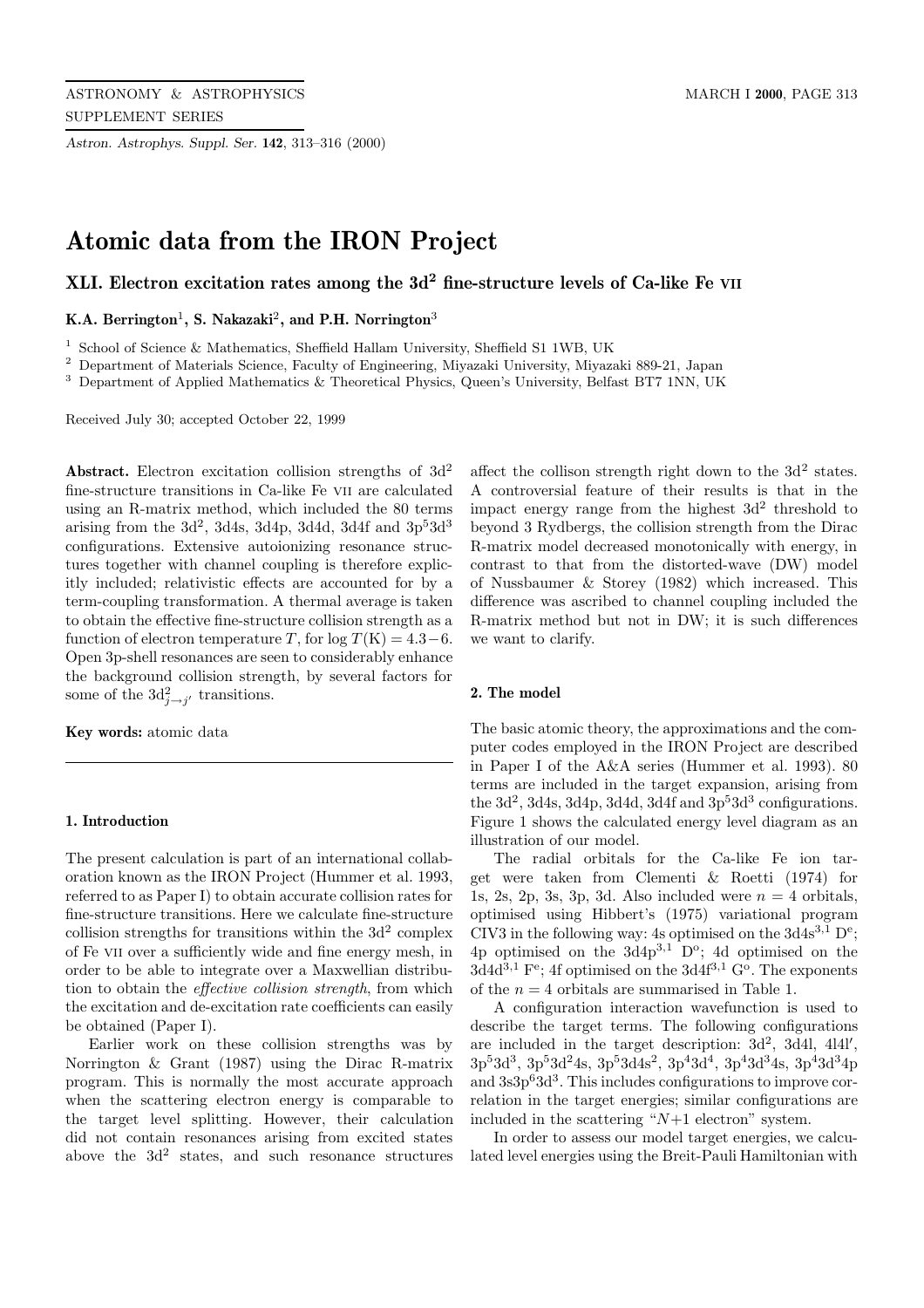# Atomic data from the IRON Project

## XLI. Electron excitation rates among the $3d^2$ fine-structure levels of Ca-like Fe VII

**K.A. Berrington**[1], **S. Nakazaki**[2], **and P.H. Norrington**[3]

[1] School of Science & Mathematics, Sheffield Hallam University, Sheffield S1 1WB, UK
[2] Department of Materials Science, Faculty of Engineering, Miyazaki University, Miyazaki 889-21, Japan
[3] Department of Applied Mathematics & Theoretical Physics, Queen's University, Belfast BT7 1NN, UK

Received July 30; accepted October 22, 1999

**Abstract.** Electron excitation collision strengths of $3d^2$ fine-structure transitions in Ca-like Fe VII are calculated using an R-matrix method, which included the 80 terms arising from the $3d^2$, 3d4s, 3d4p, 3d4d, 3d4f and $3p^5 3d^3$ configurations. Extensive autoionizing resonance structures together with channel coupling is therefore explicitly included; relativistic effects are accounted for by a term-coupling transformation. A thermal average is taken to obtain the effective fine-structure collision strength as a function of electron temperature $T$, for $\log T(\mathrm{K}) = 4.3-6$. Open 3p-shell resonances are seen to considerably enhance the background collision strength, by several factors for some of the $3d^2_{j \rightarrow j'}$ transitions.

**Key words:** atomic data

### 1. Introduction

The present calculation is part of an international collaboration known as the IRON Project (Hummer et al. 1993, referred to as Paper I) to obtain accurate collision rates for fine-structure transitions. Here we calculate fine-structure collision strengths for transitions within the $3d^2$ complex of Fe VII over a sufficiently wide and fine energy mesh, in order to be able to integrate over a Maxwellian distribution to obtain the *effective collision strength*, from which the excitation and de-excitation rate coefficients can easily be obtained (Paper I).

Earlier work on these collision strengths was by Norrington & Grant (1987) using the Dirac R-matrix program. This is normally the most accurate approach when the scattering electron energy is comparable to the target level splitting. However, their calculation did not contain resonances arising from excited states above the $3d^2$ states, and such resonance structures affect the collison strength right down to the $3d^2$ states. A controversial feature of their results is that in the impact energy range from the highest $3d^2$ threshold to beyond 3 Rydbergs, the collision strength from the Dirac R-matrix model decreased monotonically with energy, in contrast to that from the distorted-wave (DW) model of Nussbaumer & Storey (1982) which increased. This difference was ascribed to channel coupling included the R-matrix method but not in DW; it is such differences we want to clarify.

### 2. The model

The basic atomic theory, the approximations and the computer codes employed in the IRON Project are described in Paper I of the A&A series (Hummer et al. 1993). 80 terms are included in the target expansion, arising from the $3d^2$, 3d4s, 3d4p, 3d4d, 3d4f and $3p^5 3d^3$ configurations. Figure 1 shows the calculated energy level diagram as an illustration of our model.

The radial orbitals for the Ca-like Fe ion target were taken from Clementi & Roetti (1974) for 1s, 2s, 2p, 3s, 3p, 3d. Also included were $n = 4$ orbitals, optimised using Hibbert's (1975) variational program CIV3 in the following way: 4s optimised on the $3d4s\,^{3,1}D^e$; 4p optimised on the $3d4p\,^{3,1}D^o$; 4d optimised on the $3d4d\,^{3,1}F^e$; 4f optimised on the $3d4f\,^{3,1}G^o$. The exponents of the $n = 4$ orbitals are summarised in Table 1.

A configuration interaction wavefunction is used to describe the target terms. The following configurations are included in the target description: $3d^2$, 3d4l, 4l4l′, $3p^5 3d^3$, $3p^5 3d^2 4s$, $3p^5 3d 4s^2$, $3p^4 3d^4$, $3p^4 3d^3 4s$, $3p^4 3d^3 4p$ and $3s 3p^6 3d^3$. This includes configurations to improve correlation in the target energies; similar configurations are included in the scattering "$N$+1 electron" system.

In order to assess our model target energies, we calculated level energies using the Breit-Pauli Hamiltonian with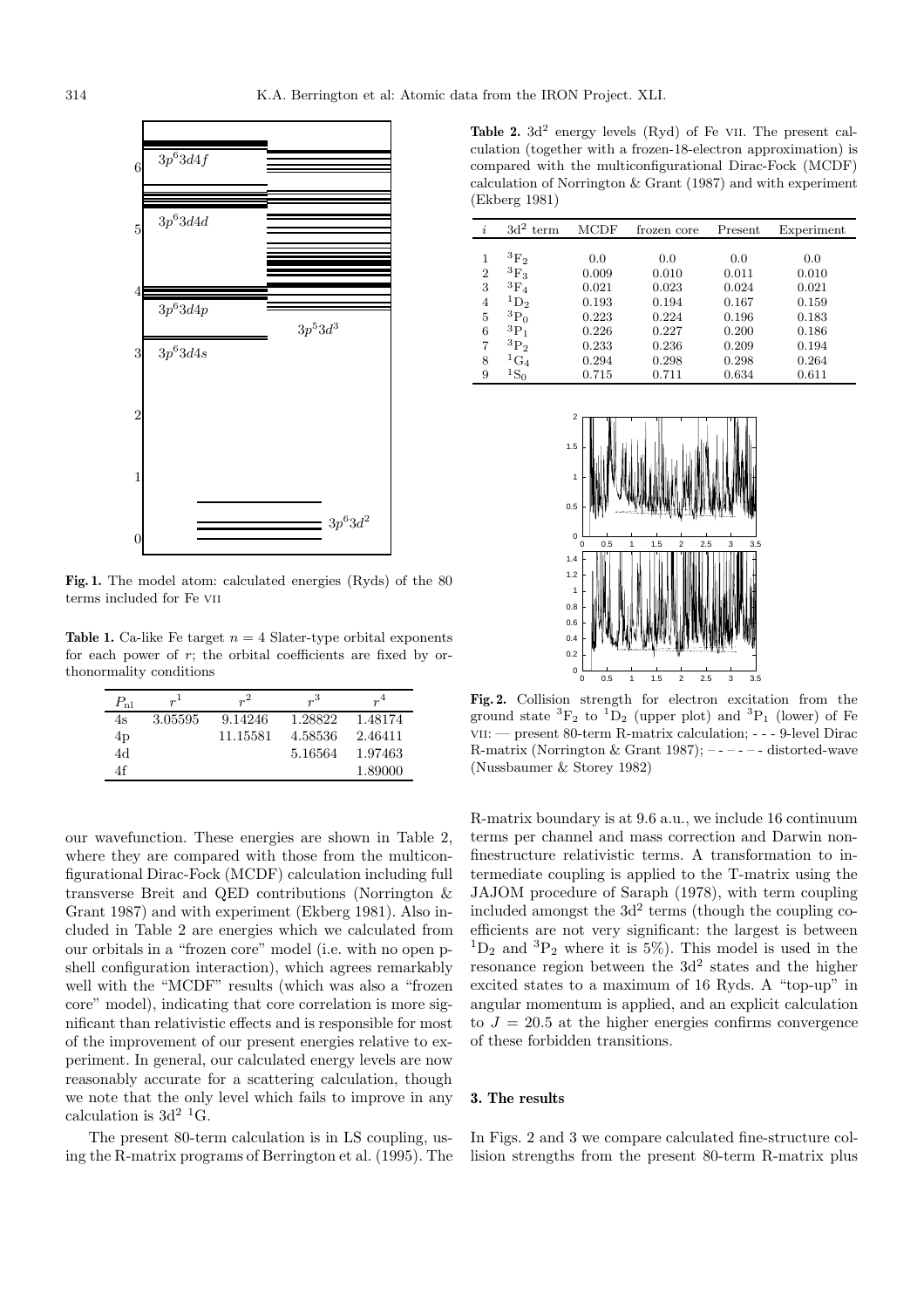**Fig. 1.** The model atom: calculated energies (Ryds) of the 80 terms included for Fe VII

**Table 1.** Ca-like Fe target $n = 4$ Slater-type orbital exponents for each power of $r$; the orbital coefficients are fixed by orthonormality conditions

| $P_{\rm nl}$ | $r^1$ | $r^2$ | $r^3$ | $r^4$ |
|---|---|---|---|---|
| 4s | 3.05595 | 9.14246 | 1.28822 | 1.48174 |
| 4p | | 11.15581 | 4.58536 | 2.46411 |
| 4d | | | 5.16564 | 1.97463 |
| 4f | | | | 1.89000 |

our wavefunction. These energies are shown in Table 2, where they are compared with those from the multiconfigurational Dirac-Fock (MCDF) calculation including full transverse Breit and QED contributions (Norrington & Grant 1987) and with experiment (Ekberg 1981). Also included in Table 2 are energies which we calculated from our orbitals in a "frozen core" model (i.e. with no open p-shell configuration interaction), which agrees remarkably well with the "MCDF" results (which was also a "frozen core" model), indicating that core correlation is more significant than relativistic effects and is responsible for most of the improvement of our present energies relative to experiment. In general, our calculated energy levels are now reasonably accurate for a scattering calculation, though we note that the only level which fails to improve in any calculation is $3d^2$ $^1$G.

The present 80-term calculation is in LS coupling, using the R-matrix programs of Berrington et al. (1995). The

**Table 2.** $3d^2$ energy levels (Ryd) of Fe VII. The present calculation (together with a frozen-18-electron approximation) is compared with the multiconfigurational Dirac-Fock (MCDF) calculation of Norrington & Grant (1987) and with experiment (Ekberg 1981)

| $i$ | $3d^2$ term | MCDF | frozen core | Present | Experiment |
|---|---|---|---|---|---|
| 1 | $^3$F$_2$ | 0.0 | 0.0 | 0.0 | 0.0 |
| 2 | $^3$F$_3$ | 0.009 | 0.010 | 0.011 | 0.010 |
| 3 | $^3$F$_4$ | 0.021 | 0.023 | 0.024 | 0.021 |
| 4 | $^1$D$_2$ | 0.193 | 0.194 | 0.167 | 0.159 |
| 5 | $^3$P$_0$ | 0.223 | 0.224 | 0.196 | 0.183 |
| 6 | $^3$P$_1$ | 0.226 | 0.227 | 0.200 | 0.186 |
| 7 | $^3$P$_2$ | 0.233 | 0.236 | 0.209 | 0.194 |
| 8 | $^1$G$_4$ | 0.294 | 0.298 | 0.298 | 0.264 |
| 9 | $^1$S$_0$ | 0.715 | 0.711 | 0.634 | 0.611 |

**Fig. 2.** Collision strength for electron excitation from the ground state $^3$F$_2$ to $^1$D$_2$ (upper plot) and $^3$P$_1$ (lower) of Fe VII: — present 80-term R-matrix calculation; - - - 9-level Dirac R-matrix (Norrington & Grant 1987); – - – - – - distorted-wave (Nussbaumer & Storey 1982)

R-matrix boundary is at 9.6 a.u., we include 16 continuum terms per channel and mass correction and Darwin non-finestructure relativistic terms. A transformation to intermediate coupling is applied to the T-matrix using the JAJOM procedure of Saraph (1978), with term coupling included amongst the $3d^2$ terms (though the coupling coefficients are not very significant: the largest is between $^1$D$_2$ and $^3$P$_2$ where it is 5%). This model is used in the resonance region between the $3d^2$ states and the higher excited states to a maximum of 16 Ryds. A "top-up" in angular momentum is applied, and an explicit calculation to $J = 20.5$ at the higher energies confirms convergence of these forbidden transitions.

## 3. The results

In Figs. 2 and 3 we compare calculated fine-structure collision strengths from the present 80-term R-matrix plus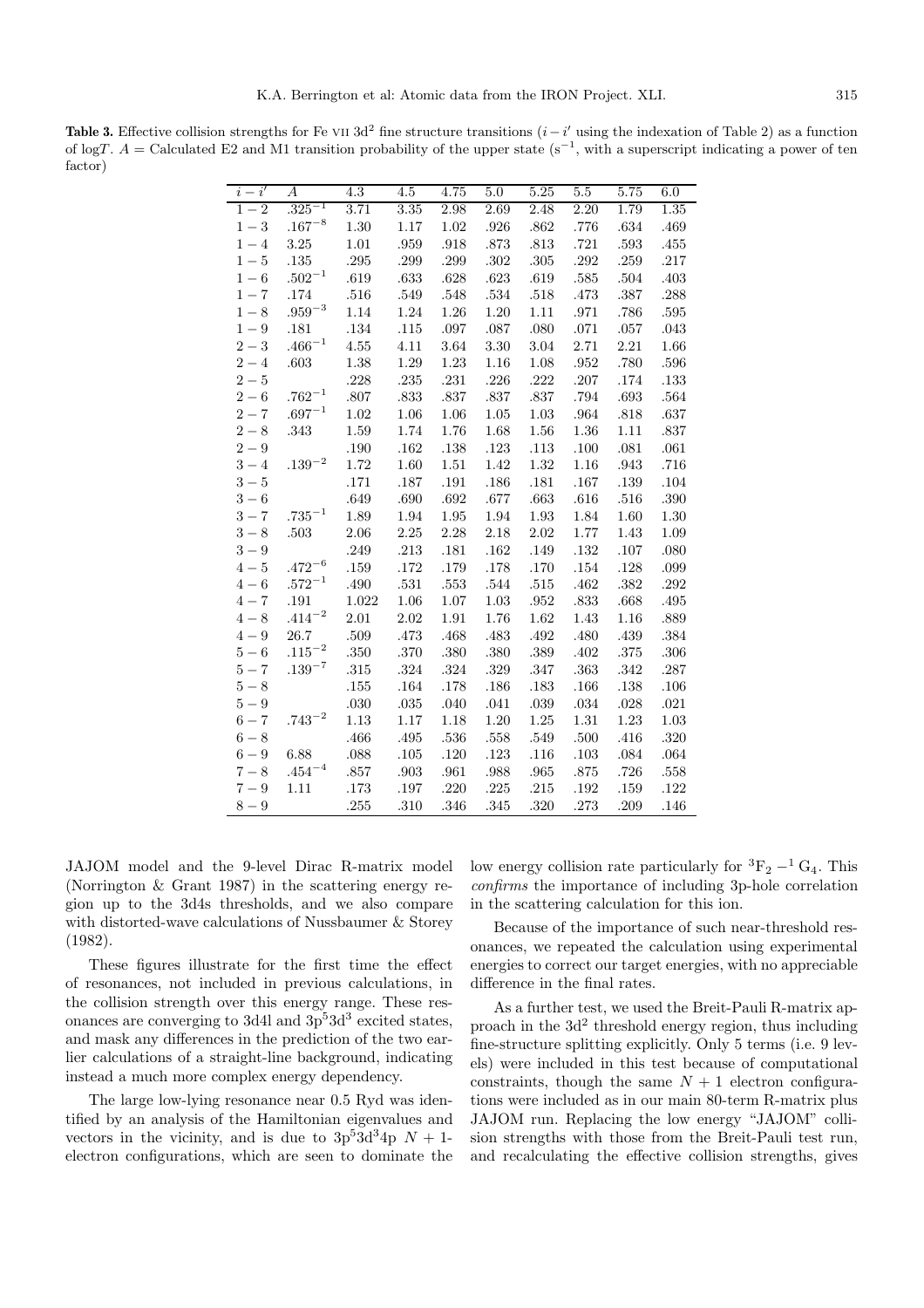**Table 3.** Effective collision strengths for Fe VII $3d^2$ fine structure transitions ($i-i'$ using the indexation of Table 2) as a function of log$T$. $A$ = Calculated E2 and M1 transition probability of the upper state ($s^{-1}$, with a superscript indicating a power of ten factor)

| $i-i'$ | $A$ | 4.3 | 4.5 | 4.75 | 5.0 | 5.25 | 5.5 | 5.75 | 6.0 |
|---|---|---|---|---|---|---|---|---|---|
| $1-2$ | $.325^{-1}$ | 3.71 | 3.35 | 2.98 | 2.69 | 2.48 | 2.20 | 1.79 | 1.35 |
| $1-3$ | $.167^{-8}$ | 1.30 | 1.17 | 1.02 | .926 | .862 | .776 | .634 | .469 |
| $1-4$ | 3.25 | 1.01 | .959 | .918 | .873 | .813 | .721 | .593 | .455 |
| $1-5$ | .135 | .295 | .299 | .299 | .302 | .305 | .292 | .259 | .217 |
| $1-6$ | $.502^{-1}$ | .619 | .633 | .628 | .623 | .619 | .585 | .504 | .403 |
| $1-7$ | .174 | .516 | .549 | .548 | .534 | .518 | .473 | .387 | .288 |
| $1-8$ | $.959^{-3}$ | 1.14 | 1.24 | 1.26 | 1.20 | 1.11 | .971 | .786 | .595 |
| $1-9$ | .181 | .134 | .115 | .097 | .087 | .080 | .071 | .057 | .043 |
| $2-3$ | $.466^{-1}$ | 4.55 | 4.11 | 3.64 | 3.30 | 3.04 | 2.71 | 2.21 | 1.66 |
| $2-4$ | .603 | 1.38 | 1.29 | 1.23 | 1.16 | 1.08 | .952 | .780 | .596 |
| $2-5$ | | .228 | .235 | .231 | .226 | .222 | .207 | .174 | .133 |
| $2-6$ | $.762^{-1}$ | .807 | .833 | .837 | .837 | .837 | .794 | .693 | .564 |
| $2-7$ | $.697^{-1}$ | 1.02 | 1.06 | 1.06 | 1.05 | 1.03 | .964 | .818 | .637 |
| $2-8$ | .343 | 1.59 | 1.74 | 1.76 | 1.68 | 1.56 | 1.36 | 1.11 | .837 |
| $2-9$ | | .190 | .162 | .138 | .123 | .113 | .100 | .081 | .061 |
| $3-4$ | $.139^{-2}$ | 1.72 | 1.60 | 1.51 | 1.42 | 1.32 | 1.16 | .943 | .716 |
| $3-5$ | | .171 | .187 | .191 | .186 | .181 | .167 | .139 | .104 |
| $3-6$ | | .649 | .690 | .692 | .677 | .663 | .616 | .516 | .390 |
| $3-7$ | $.735^{-1}$ | 1.89 | 1.94 | 1.95 | 1.94 | 1.93 | 1.84 | 1.60 | 1.30 |
| $3-8$ | .503 | 2.06 | 2.25 | 2.28 | 2.18 | 2.02 | 1.77 | 1.43 | 1.09 |
| $3-9$ | | .249 | .213 | .181 | .162 | .149 | .132 | .107 | .080 |
| $4-5$ | $.472^{-6}$ | .159 | .172 | .179 | .178 | .170 | .154 | .128 | .099 |
| $4-6$ | $.572^{-1}$ | .490 | .531 | .553 | .544 | .515 | .462 | .382 | .292 |
| $4-7$ | .191 | 1.022 | 1.06 | 1.07 | 1.03 | .952 | .833 | .668 | .495 |
| $4-8$ | $.414^{-2}$ | 2.01 | 2.02 | 1.91 | 1.76 | 1.62 | 1.43 | 1.16 | .889 |
| $4-9$ | 26.7 | .509 | .473 | .468 | .483 | .492 | .480 | .439 | .384 |
| $5-6$ | $.115^{-2}$ | .350 | .370 | .380 | .380 | .389 | .402 | .375 | .306 |
| $5-7$ | $.139^{-7}$ | .315 | .324 | .324 | .329 | .347 | .363 | .342 | .287 |
| $5-8$ | | .155 | .164 | .178 | .186 | .183 | .166 | .138 | .106 |
| $5-9$ | | .030 | .035 | .040 | .041 | .039 | .034 | .028 | .021 |
| $6-7$ | $.743^{-2}$ | 1.13 | 1.17 | 1.18 | 1.20 | 1.25 | 1.31 | 1.23 | 1.03 |
| $6-8$ | | .466 | .495 | .536 | .558 | .549 | .500 | .416 | .320 |
| $6-9$ | 6.88 | .088 | .105 | .120 | .123 | .116 | .103 | .084 | .064 |
| $7-8$ | $.454^{-4}$ | .857 | .903 | .961 | .988 | .965 | .875 | .726 | .558 |
| $7-9$ | 1.11 | .173 | .197 | .220 | .225 | .215 | .192 | .159 | .122 |
| $8-9$ | | .255 | .310 | .346 | .345 | .320 | .273 | .209 | .146 |

JAJOM model and the 9-level Dirac R-matrix model (Norrington & Grant 1987) in the scattering energy region up to the 3d4s thresholds, and we also compare with distorted-wave calculations of Nussbaumer & Storey (1982).

These figures illustrate for the first time the effect of resonances, not included in previous calculations, in the collision strength over this energy range. These resonances are converging to 3d4l and $3p^5 3d^3$ excited states, and mask any differences in the prediction of the two earlier calculations of a straight-line background, indicating instead a much more complex energy dependency.

The large low-lying resonance near 0.5 Ryd was identified by an analysis of the Hamiltonian eigenvalues and vectors in the vicinity, and is due to $3p^5 3d^3 4p$ $N+1$-electron configurations, which are seen to dominate the low energy collision rate particularly for $^3F_2 - ^1G_4$. This *confirms* the importance of including 3p-hole correlation in the scattering calculation for this ion.

Because of the importance of such near-threshold resonances, we repeated the calculation using experimental energies to correct our target energies, with no appreciable difference in the final rates.

As a further test, we used the Breit-Pauli R-matrix approach in the $3d^2$ threshold energy region, thus including fine-structure splitting explicitly. Only 5 terms (i.e. 9 levels) were included in this test because of computational constraints, though the same $N+1$ electron configurations were included as in our main 80-term R-matrix plus JAJOM run. Replacing the low energy "JAJOM" collision strengths with those from the Breit-Pauli test run, and recalculating the effective collision strengths, gives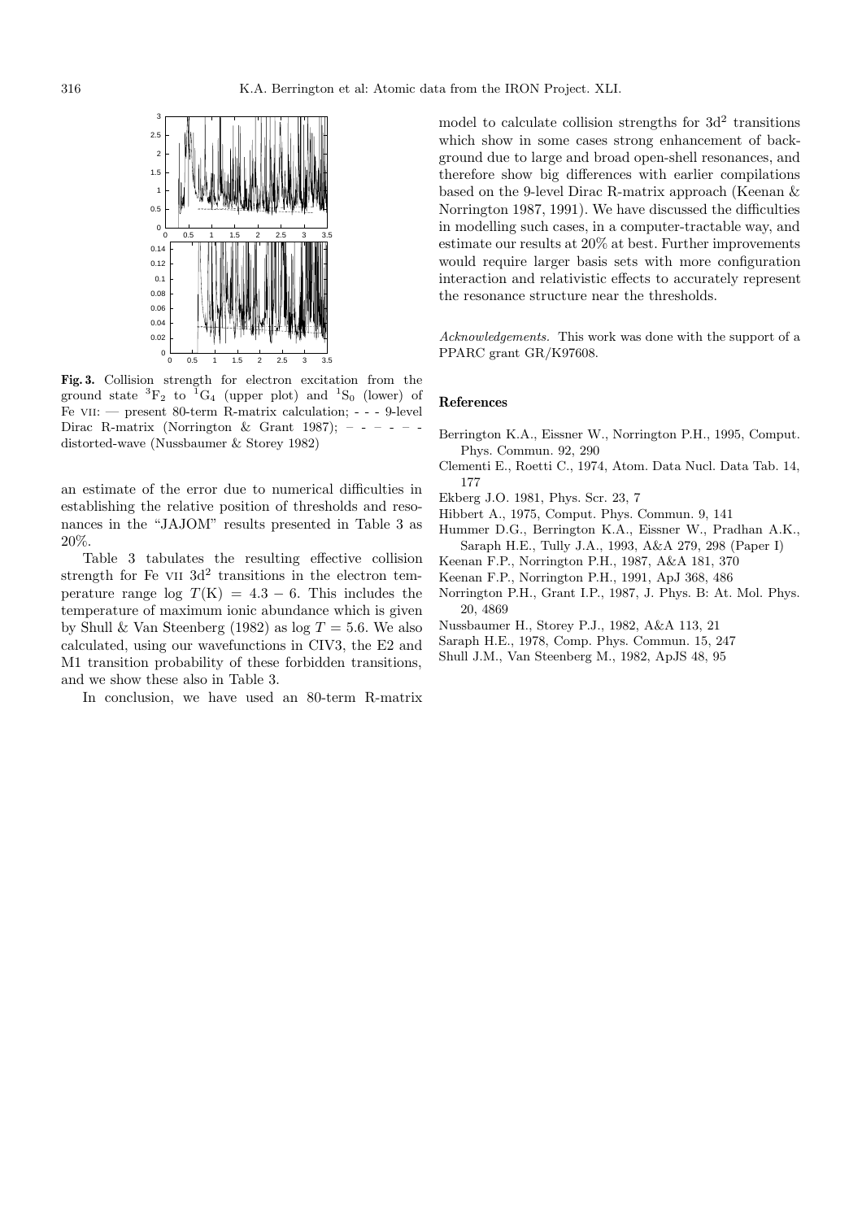3
2.5
2
1.5
1
0.5
0
0 0.5 1 1.5 2 2.5 3 3.5

0.14
0.12
0.1
0.08
0.06
0.04
0.02
0
0 0.5 1 1.5 2 2.5 3 3.5

**Fig. 3.** Collision strength for electron excitation from the ground state $^3F_2$ to $^1G_4$ (upper plot) and $^1S_0$ (lower) of Fe VII: — present 80-term R-matrix calculation; - - - 9-level Dirac R-matrix (Norrington & Grant 1987); – - – - – - distorted-wave (Nussbaumer & Storey 1982)

an estimate of the error due to numerical difficulties in establishing the relative position of thresholds and resonances in the "JAJOM" results presented in Table 3 as 20%.

Table 3 tabulates the resulting effective collision strength for Fe VII $3d^2$ transitions in the electron temperature range $\log\ T(\mathrm{K}) = 4.3 - 6$. This includes the temperature of maximum ionic abundance which is given by Shull & Van Steenberg (1982) as $\log T = 5.6$. We also calculated, using our wavefunctions in CIV3, the E2 and M1 transition probability of these forbidden transitions, and we show these also in Table 3.

In conclusion, we have used an 80-term R-matrix model to calculate collision strengths for $3d^2$ transitions which show in some cases strong enhancement of background due to large and broad open-shell resonances, and therefore show big differences with earlier compilations based on the 9-level Dirac R-matrix approach (Keenan & Norrington 1987, 1991). We have discussed the difficulties in modelling such cases, in a computer-tractable way, and estimate our results at 20% at best. Further improvements would require larger basis sets with more configuration interaction and relativistic effects to accurately represent the resonance structure near the thresholds.

*Acknowledgements.* This work was done with the support of a PPARC grant GR/K97608.

## References

Berrington K.A., Eissner W., Norrington P.H., 1995, Comput. Phys. Commun. 92, 290

Clementi E., Roetti C., 1974, Atom. Data Nucl. Data Tab. 14, 177

Ekberg J.O. 1981, Phys. Scr. 23, 7

Hibbert A., 1975, Comput. Phys. Commun. 9, 141

Hummer D.G., Berrington K.A., Eissner W., Pradhan A.K., Saraph H.E., Tully J.A., 1993, A&A 279, 298 (Paper I)

Keenan F.P., Norrington P.H., 1987, A&A 181, 370

Keenan F.P., Norrington P.H., 1991, ApJ 368, 486

Norrington P.H., Grant I.P., 1987, J. Phys. B: At. Mol. Phys. 20, 4869

Nussbaumer H., Storey P.J., 1982, A&A 113, 21

Saraph H.E., 1978, Comp. Phys. Commun. 15, 247

Shull J.M., Van Steenberg M., 1982, ApJS 48, 95